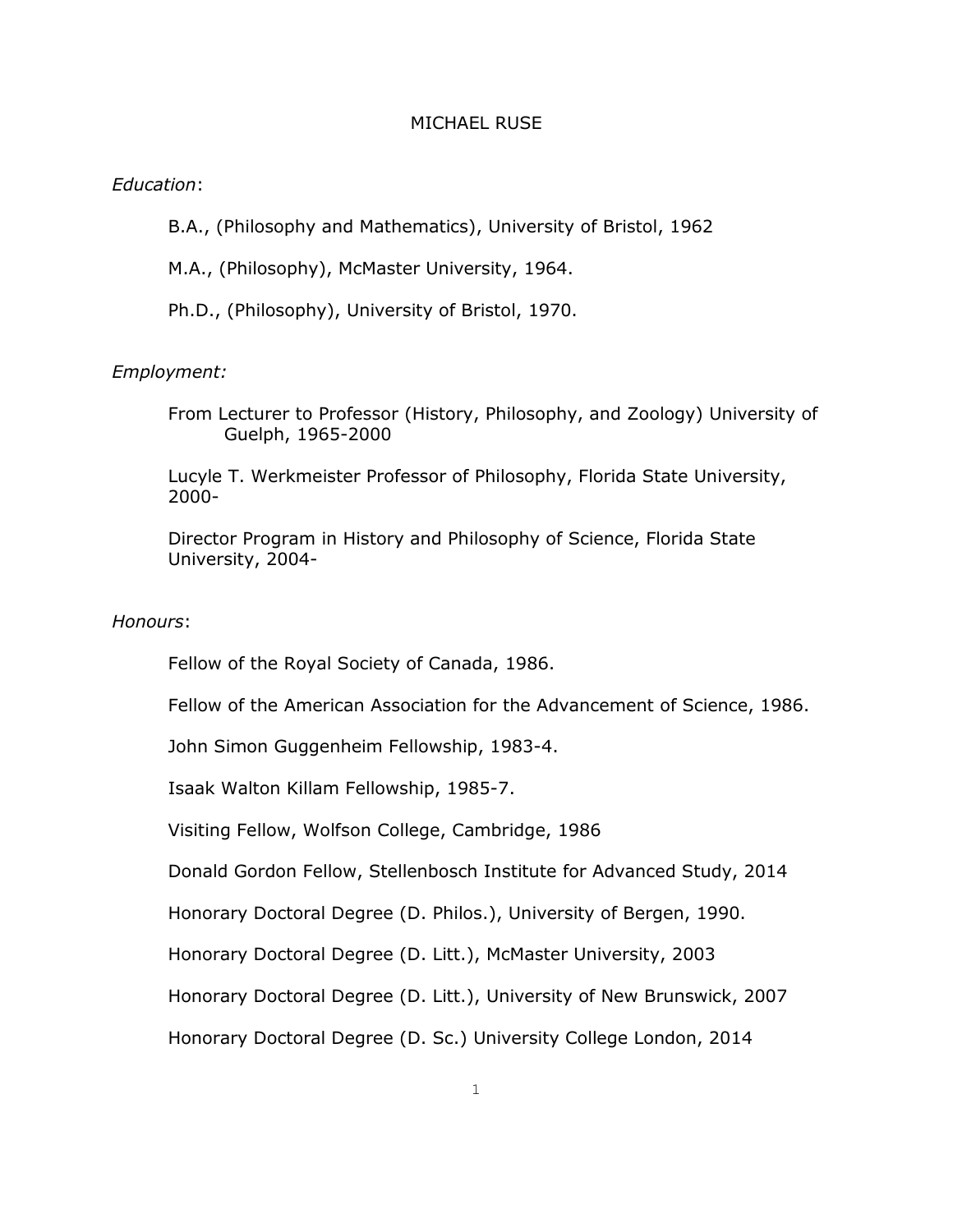# MICHAEL RUSE

*Education*:

B.A., (Philosophy and Mathematics), University of Bristol, 1962

M.A., (Philosophy), McMaster University, 1964.

Ph.D., (Philosophy), University of Bristol, 1970.

*Employment:*

From Lecturer to Professor (History, Philosophy, and Zoology) University of Guelph, 1965-2000

Lucyle T. Werkmeister Professor of Philosophy, Florida State University, 2000-

Director Program in History and Philosophy of Science, Florida State University, 2004-

*Honours*:

Fellow of the Royal Society of Canada, 1986.

Fellow of the American Association for the Advancement of Science, 1986.

John Simon Guggenheim Fellowship, 1983-4.

Isaak Walton Killam Fellowship, 1985-7.

Visiting Fellow, Wolfson College, Cambridge, 1986

Donald Gordon Fellow, Stellenbosch Institute for Advanced Study, 2014

Honorary Doctoral Degree (D. Philos.), University of Bergen, 1990.

Honorary Doctoral Degree (D. Litt.), McMaster University, 2003

Honorary Doctoral Degree (D. Litt.), University of New Brunswick, 2007

Honorary Doctoral Degree (D. Sc.) University College London, 2014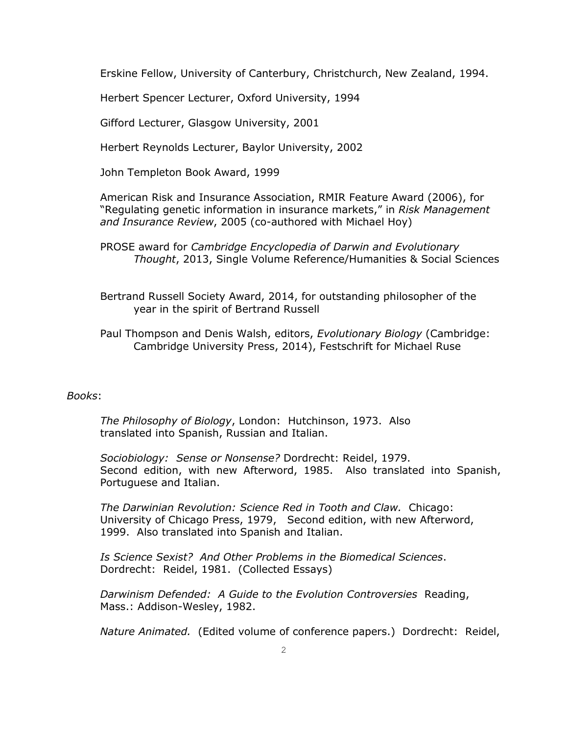Erskine Fellow, University of Canterbury, Christchurch, New Zealand, 1994.

Herbert Spencer Lecturer, Oxford University, 1994

Gifford Lecturer, Glasgow University, 2001

Herbert Reynolds Lecturer, Baylor University, 2002

John Templeton Book Award, 1999

American Risk and Insurance Association, RMIR Feature Award (2006), for "Regulating genetic information in insurance markets," in *Risk Management and Insurance Review*, 2005 (co-authored with Michael Hoy)

PROSE award for *Cambridge Encyclopedia of Darwin and Evolutionary Thought*, 2013, Single Volume Reference/Humanities & Social Sciences

Bertrand Russell Society Award, 2014, for outstanding philosopher of the year in the spirit of Bertrand Russell

Paul Thompson and Denis Walsh, editors, *Evolutionary Biology* (Cambridge: Cambridge University Press, 2014), Festschrift for Michael Ruse

*Books*:

*The Philosophy of Biology*, London: Hutchinson, 1973. Also translated into Spanish, Russian and Italian.

*Sociobiology: Sense or Nonsense?* Dordrecht: Reidel, 1979. Second edition, with new Afterword, 1985. Also translated into Spanish, Portuguese and Italian.

*The Darwinian Revolution: Science Red in Tooth and Claw.* Chicago: University of Chicago Press, 1979, Second edition, with new Afterword, 1999. Also translated into Spanish and Italian.

*Is Science Sexist? And Other Problems in the Biomedical Sciences*. Dordrecht: Reidel, 1981. (Collected Essays)

*Darwinism Defended: A Guide to the Evolution Controversies* Reading, Mass.: Addison-Wesley, 1982.

*Nature Animated.* (Edited volume of conference papers.) Dordrecht: Reidel,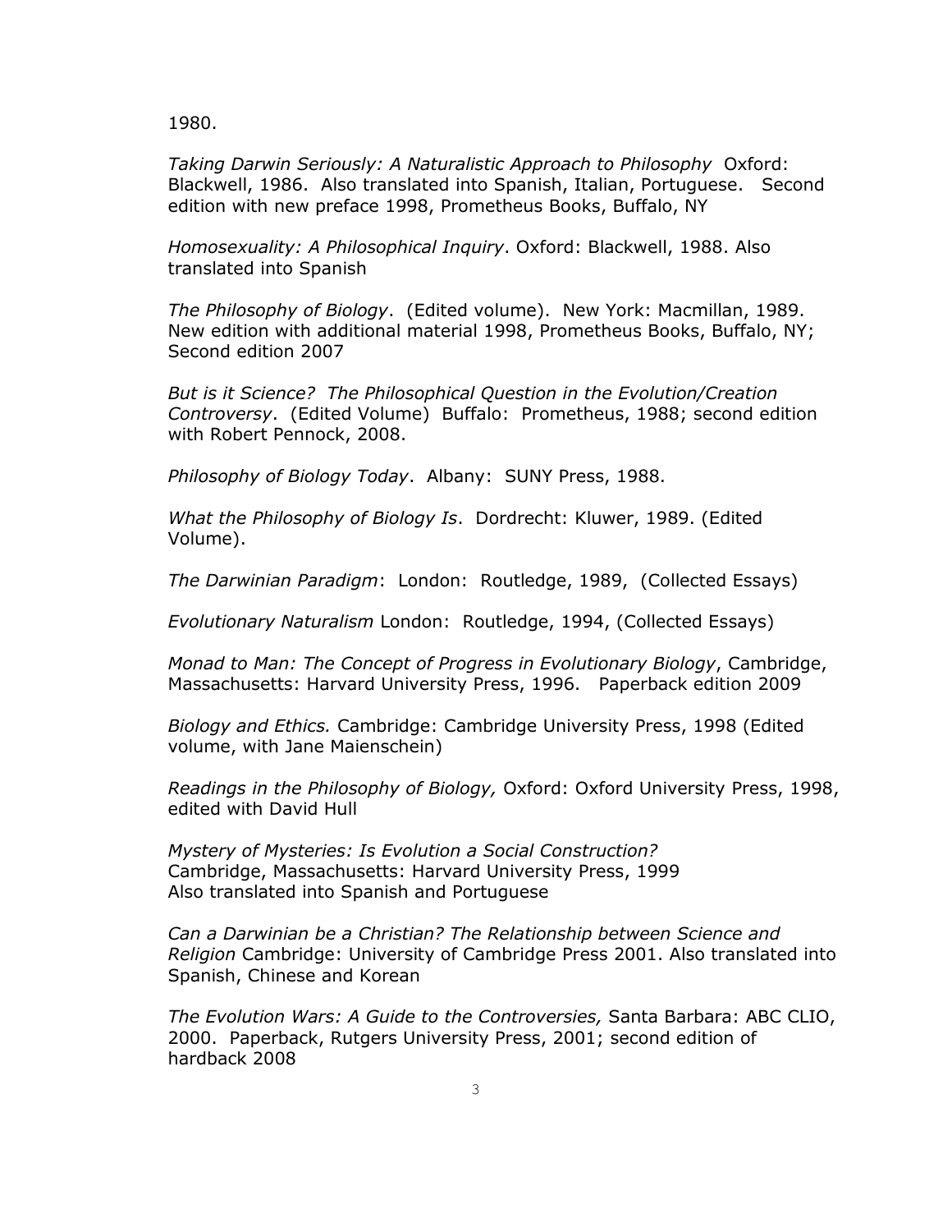1980.

*Taking Darwin Seriously: A Naturalistic Approach to Philosophy* Oxford: Blackwell, 1986. Also translated into Spanish, Italian, Portuguese. Second edition with new preface 1998, Prometheus Books, Buffalo, NY

*Homosexuality: A Philosophical Inquiry*. Oxford: Blackwell, 1988. Also translated into Spanish

*The Philosophy of Biology*. (Edited volume). New York: Macmillan, 1989. New edition with additional material 1998, Prometheus Books, Buffalo, NY; Second edition 2007

*But is it Science? The Philosophical Question in the Evolution/Creation Controversy*. (Edited Volume) Buffalo: Prometheus, 1988; second edition with Robert Pennock, 2008.

*Philosophy of Biology Today*. Albany: SUNY Press, 1988.

*What the Philosophy of Biology Is*. Dordrecht: Kluwer, 1989. (Edited Volume).

*The Darwinian Paradigm*: London: Routledge, 1989, (Collected Essays)

*Evolutionary Naturalism* London: Routledge, 1994, (Collected Essays)

*Monad to Man: The Concept of Progress in Evolutionary Biology*, Cambridge, Massachusetts: Harvard University Press, 1996. Paperback edition 2009

*Biology and Ethics.* Cambridge: Cambridge University Press, 1998 (Edited volume, with Jane Maienschein)

*Readings in the Philosophy of Biology,* Oxford: Oxford University Press, 1998, edited with David Hull

*Mystery of Mysteries: Is Evolution a Social Construction?*
Cambridge, Massachusetts: Harvard University Press, 1999
Also translated into Spanish and Portuguese

*Can a Darwinian be a Christian? The Relationship between Science and Religion* Cambridge: University of Cambridge Press 2001. Also translated into Spanish, Chinese and Korean

*The Evolution Wars: A Guide to the Controversies,* Santa Barbara: ABC CLIO, 2000. Paperback, Rutgers University Press, 2001; second edition of hardback 2008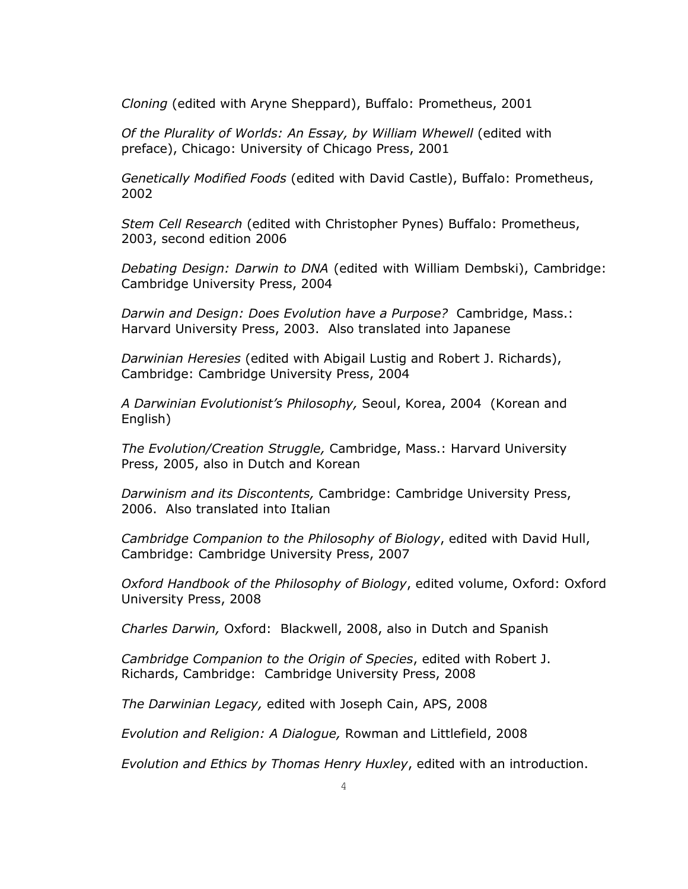*Cloning* (edited with Aryne Sheppard), Buffalo: Prometheus, 2001

*Of the Plurality of Worlds: An Essay, by William Whewell* (edited with preface), Chicago: University of Chicago Press, 2001

*Genetically Modified Foods* (edited with David Castle), Buffalo: Prometheus, 2002

*Stem Cell Research* (edited with Christopher Pynes) Buffalo: Prometheus, 2003, second edition 2006

*Debating Design: Darwin to DNA* (edited with William Dembski), Cambridge: Cambridge University Press, 2004

*Darwin and Design: Does Evolution have a Purpose?* Cambridge, Mass.: Harvard University Press, 2003. Also translated into Japanese

*Darwinian Heresies* (edited with Abigail Lustig and Robert J. Richards), Cambridge: Cambridge University Press, 2004

*A Darwinian Evolutionist's Philosophy,* Seoul, Korea, 2004 (Korean and English)

*The Evolution/Creation Struggle,* Cambridge, Mass.: Harvard University Press, 2005, also in Dutch and Korean

*Darwinism and its Discontents,* Cambridge: Cambridge University Press, 2006. Also translated into Italian

*Cambridge Companion to the Philosophy of Biology*, edited with David Hull, Cambridge: Cambridge University Press, 2007

*Oxford Handbook of the Philosophy of Biology*, edited volume, Oxford: Oxford University Press, 2008

*Charles Darwin,* Oxford: Blackwell, 2008, also in Dutch and Spanish

*Cambridge Companion to the Origin of Species*, edited with Robert J. Richards, Cambridge: Cambridge University Press, 2008

*The Darwinian Legacy,* edited with Joseph Cain, APS, 2008

*Evolution and Religion: A Dialogue,* Rowman and Littlefield, 2008

*Evolution and Ethics by Thomas Henry Huxley*, edited with an introduction.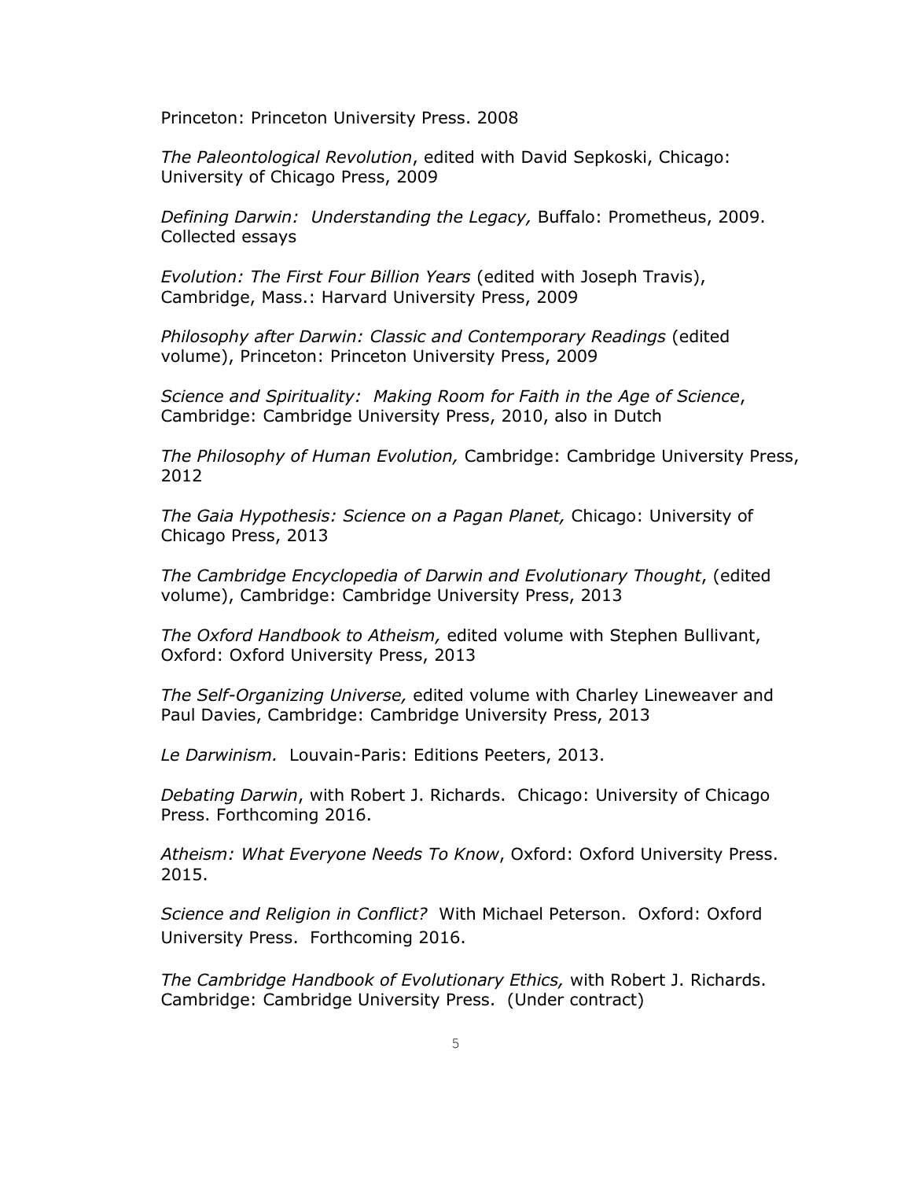Princeton: Princeton University Press. 2008

*The Paleontological Revolution*, edited with David Sepkoski, Chicago: University of Chicago Press, 2009

*Defining Darwin: Understanding the Legacy,* Buffalo: Prometheus, 2009. Collected essays

*Evolution: The First Four Billion Years* (edited with Joseph Travis), Cambridge, Mass.: Harvard University Press, 2009

*Philosophy after Darwin: Classic and Contemporary Readings* (edited volume), Princeton: Princeton University Press, 2009

*Science and Spirituality: Making Room for Faith in the Age of Science*, Cambridge: Cambridge University Press, 2010, also in Dutch

*The Philosophy of Human Evolution,* Cambridge: Cambridge University Press, 2012

*The Gaia Hypothesis: Science on a Pagan Planet,* Chicago: University of Chicago Press, 2013

*The Cambridge Encyclopedia of Darwin and Evolutionary Thought*, (edited volume), Cambridge: Cambridge University Press, 2013

*The Oxford Handbook to Atheism,* edited volume with Stephen Bullivant, Oxford: Oxford University Press, 2013

*The Self-Organizing Universe,* edited volume with Charley Lineweaver and Paul Davies, Cambridge: Cambridge University Press, 2013

*Le Darwinism.* Louvain-Paris: Editions Peeters, 2013.

*Debating Darwin*, with Robert J. Richards. Chicago: University of Chicago Press. Forthcoming 2016.

*Atheism: What Everyone Needs To Know*, Oxford: Oxford University Press. 2015.

*Science and Religion in Conflict?* With Michael Peterson. Oxford: Oxford University Press. Forthcoming 2016.

*The Cambridge Handbook of Evolutionary Ethics,* with Robert J. Richards. Cambridge: Cambridge University Press. (Under contract)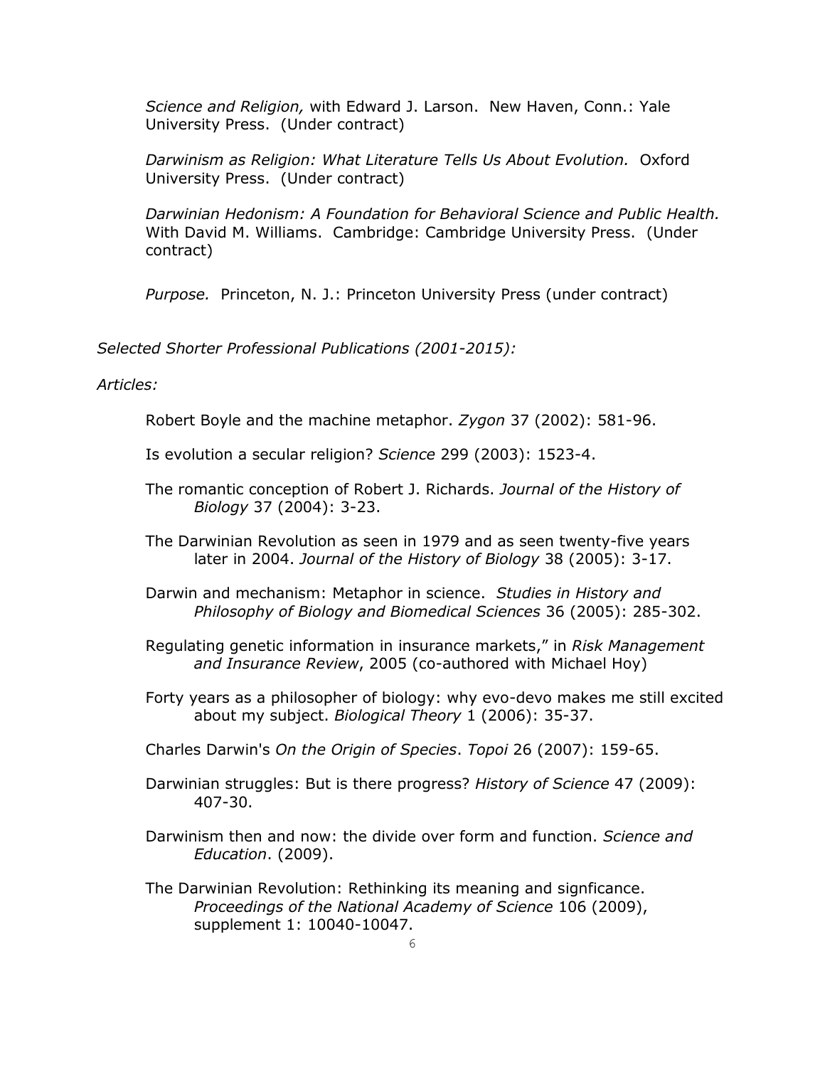*Science and Religion,* with Edward J. Larson. New Haven, Conn.: Yale University Press. (Under contract)

*Darwinism as Religion: What Literature Tells Us About Evolution.* Oxford University Press. (Under contract)

*Darwinian Hedonism: A Foundation for Behavioral Science and Public Health.* With David M. Williams. Cambridge: Cambridge University Press. (Under contract)

*Purpose.* Princeton, N. J.: Princeton University Press (under contract)

*Selected Shorter Professional Publications (2001-2015):*

*Articles:*

Robert Boyle and the machine metaphor. *Zygon* 37 (2002): 581-96.

Is evolution a secular religion? *Science* 299 (2003): 1523-4.

The romantic conception of Robert J. Richards. *Journal of the History of Biology* 37 (2004): 3-23.

The Darwinian Revolution as seen in 1979 and as seen twenty-five years later in 2004. *Journal of the History of Biology* 38 (2005): 3-17.

Darwin and mechanism: Metaphor in science. *Studies in History and Philosophy of Biology and Biomedical Sciences* 36 (2005): 285-302.

Regulating genetic information in insurance markets," in *Risk Management and Insurance Review*, 2005 (co-authored with Michael Hoy)

Forty years as a philosopher of biology: why evo-devo makes me still excited about my subject. *Biological Theory* 1 (2006): 35-37.

Charles Darwin's *On the Origin of Species*. *Topoi* 26 (2007): 159-65.

Darwinian struggles: But is there progress? *History of Science* 47 (2009): 407-30.

Darwinism then and now: the divide over form and function. *Science and Education*. (2009).

The Darwinian Revolution: Rethinking its meaning and signficance. *Proceedings of the National Academy of Science* 106 (2009), supplement 1: 10040-10047.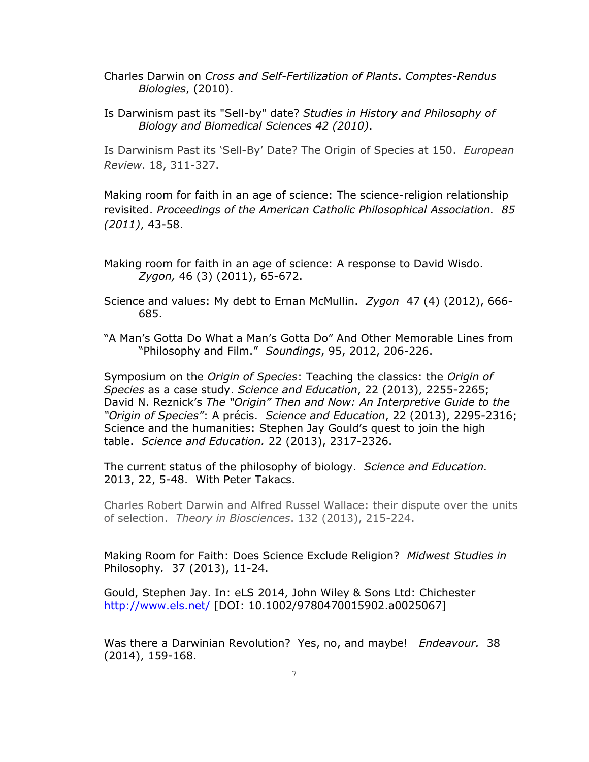Charles Darwin on *Cross and Self-Fertilization of Plants*. *Comptes-Rendus Biologies*, (2010).

Is Darwinism past its "Sell-by" date? *Studies in History and Philosophy of Biology and Biomedical Sciences 42 (2010)*.

Is Darwinism Past its 'Sell-By' Date? The Origin of Species at 150. *European Review*. 18, 311-327.

Making room for faith in an age of science: The science-religion relationship revisited. *Proceedings of the American Catholic Philosophical Association. 85 (2011)*, 43-58.

Making room for faith in an age of science: A response to David Wisdo. *Zygon,* 46 (3) (2011), 65-672.

Science and values: My debt to Ernan McMullin. *Zygon* 47 (4) (2012), 666-685.

"A Man's Gotta Do What a Man's Gotta Do" And Other Memorable Lines from "Philosophy and Film." *Soundings*, 95, 2012, 206-226.

Symposium on the *Origin of Species*: Teaching the classics: the *Origin of Species* as a case study. *Science and Education*, 22 (2013), 2255-2265; David N. Reznick's *The "Origin" Then and Now: An Interpretive Guide to the "Origin of Species"*: A précis. *Science and Education*, 22 (2013), 2295-2316; Science and the humanities: Stephen Jay Gould's quest to join the high table. *Science and Education.* 22 (2013), 2317-2326.

The current status of the philosophy of biology. *Science and Education.* 2013, 22, 5-48. With Peter Takacs.

Charles Robert Darwin and Alfred Russel Wallace: their dispute over the units of selection. *Theory in Biosciences*. 132 (2013), 215-224.

Making Room for Faith: Does Science Exclude Religion? *Midwest Studies in* Philosophy*.* 37 (2013), 11-24.

Gould, Stephen Jay. In: eLS 2014, John Wiley & Sons Ltd: Chichester [http://www.els.net/](http://www.els.net/) [DOI: 10.1002/9780470015902.a0025067]

Was there a Darwinian Revolution? Yes, no, and maybe! *Endeavour.* 38 (2014), 159-168.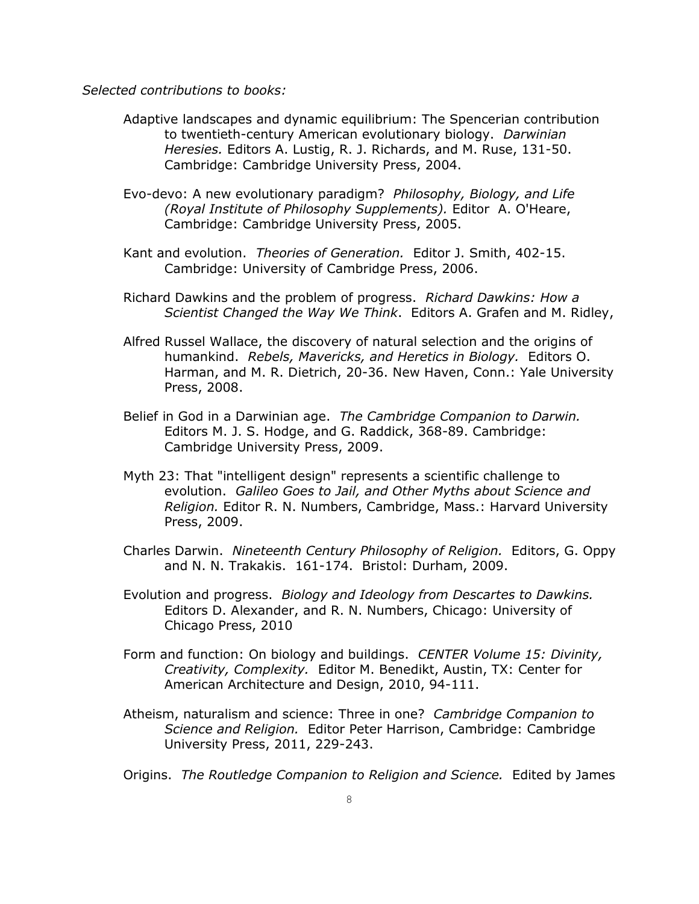*Selected contributions to books:*

Adaptive landscapes and dynamic equilibrium: The Spencerian contribution to twentieth-century American evolutionary biology. *Darwinian Heresies.* Editors A. Lustig, R. J. Richards, and M. Ruse, 131-50. Cambridge: Cambridge University Press, 2004.

Evo-devo: A new evolutionary paradigm? *Philosophy, Biology, and Life (Royal Institute of Philosophy Supplements).* Editor A. O'Heare, Cambridge: Cambridge University Press, 2005.

Kant and evolution. *Theories of Generation.* Editor J. Smith, 402-15. Cambridge: University of Cambridge Press, 2006.

Richard Dawkins and the problem of progress. *Richard Dawkins: How a Scientist Changed the Way We Think*. Editors A. Grafen and M. Ridley,

Alfred Russel Wallace, the discovery of natural selection and the origins of humankind. *Rebels, Mavericks, and Heretics in Biology.* Editors O. Harman, and M. R. Dietrich, 20-36. New Haven, Conn.: Yale University Press, 2008.

Belief in God in a Darwinian age. *The Cambridge Companion to Darwin.* Editors M. J. S. Hodge, and G. Raddick, 368-89. Cambridge: Cambridge University Press, 2009.

Myth 23: That "intelligent design" represents a scientific challenge to evolution. *Galileo Goes to Jail, and Other Myths about Science and Religion.* Editor R. N. Numbers, Cambridge, Mass.: Harvard University Press, 2009.

Charles Darwin. *Nineteenth Century Philosophy of Religion.* Editors, G. Oppy and N. N. Trakakis. 161-174. Bristol: Durham, 2009.

Evolution and progress. *Biology and Ideology from Descartes to Dawkins.* Editors D. Alexander, and R. N. Numbers, Chicago: University of Chicago Press, 2010

Form and function: On biology and buildings. *CENTER Volume 15: Divinity, Creativity, Complexity.* Editor M. Benedikt, Austin, TX: Center for American Architecture and Design, 2010, 94-111.

Atheism, naturalism and science: Three in one? *Cambridge Companion to Science and Religion.* Editor Peter Harrison, Cambridge: Cambridge University Press, 2011, 229-243.

Origins. *The Routledge Companion to Religion and Science.* Edited by James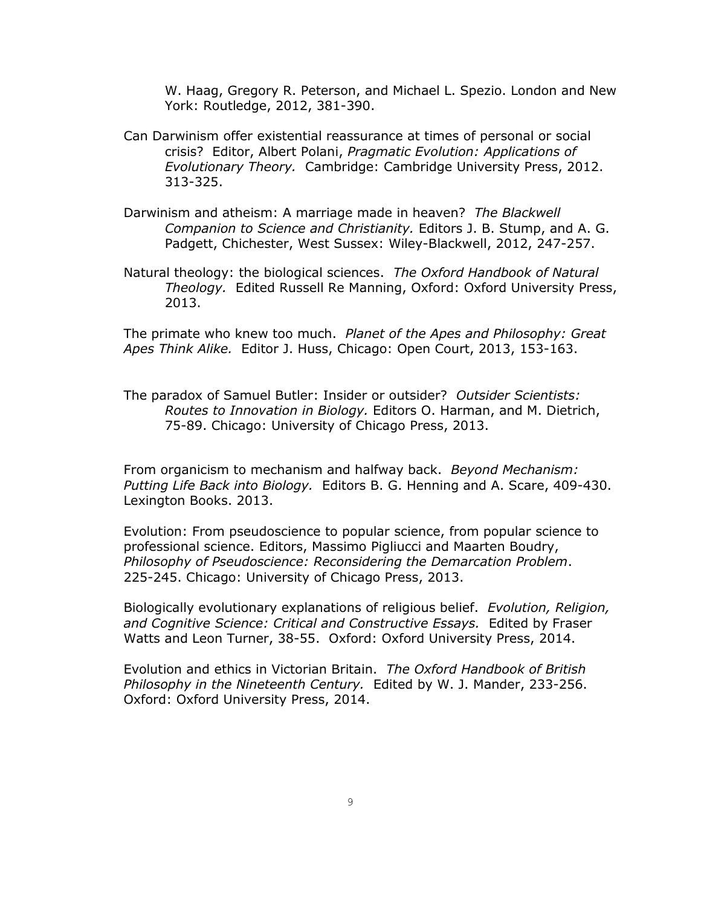W. Haag, Gregory R. Peterson, and Michael L. Spezio. London and New York: Routledge, 2012, 381-390.

Can Darwinism offer existential reassurance at times of personal or social crisis? Editor, Albert Polani, *Pragmatic Evolution: Applications of Evolutionary Theory.* Cambridge: Cambridge University Press, 2012. 313-325.

Darwinism and atheism: A marriage made in heaven? *The Blackwell Companion to Science and Christianity.* Editors J. B. Stump, and A. G. Padgett, Chichester, West Sussex: Wiley-Blackwell, 2012, 247-257.

Natural theology: the biological sciences. *The Oxford Handbook of Natural Theology.* Edited Russell Re Manning, Oxford: Oxford University Press, 2013.

The primate who knew too much. *Planet of the Apes and Philosophy: Great Apes Think Alike.* Editor J. Huss, Chicago: Open Court, 2013, 153-163.

The paradox of Samuel Butler: Insider or outsider? *Outsider Scientists: Routes to Innovation in Biology.* Editors O. Harman, and M. Dietrich, 75-89. Chicago: University of Chicago Press, 2013.

From organicism to mechanism and halfway back. *Beyond Mechanism: Putting Life Back into Biology.* Editors B. G. Henning and A. Scare, 409-430. Lexington Books. 2013.

Evolution: From pseudoscience to popular science, from popular science to professional science. Editors, Massimo Pigliucci and Maarten Boudry, *Philosophy of Pseudoscience: Reconsidering the Demarcation Problem*. 225-245. Chicago: University of Chicago Press, 2013.

Biologically evolutionary explanations of religious belief. *Evolution, Religion, and Cognitive Science: Critical and Constructive Essays.* Edited by Fraser Watts and Leon Turner, 38-55. Oxford: Oxford University Press, 2014.

Evolution and ethics in Victorian Britain. *The Oxford Handbook of British Philosophy in the Nineteenth Century.* Edited by W. J. Mander, 233-256. Oxford: Oxford University Press, 2014.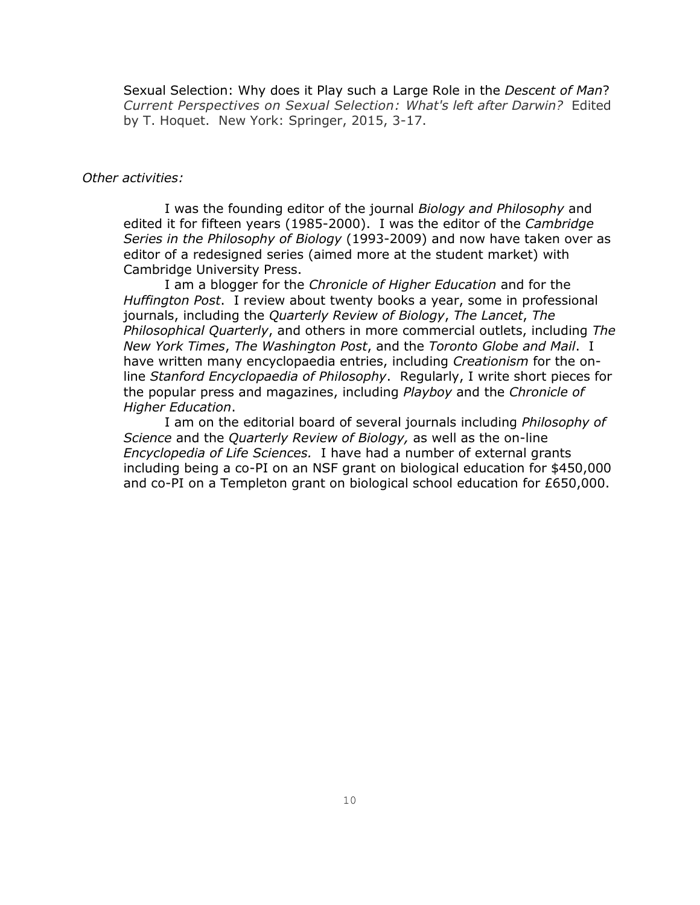Sexual Selection: Why does it Play such a Large Role in the *Descent of Man*? *Current Perspectives on Sexual Selection: What's left after Darwin?* Edited by T. Hoquet. New York: Springer, 2015, 3-17.

*Other activities:*

I was the founding editor of the journal *Biology and Philosophy* and edited it for fifteen years (1985-2000). I was the editor of the *Cambridge Series in the Philosophy of Biology* (1993-2009) and now have taken over as editor of a redesigned series (aimed more at the student market) with Cambridge University Press.

I am a blogger for the *Chronicle of Higher Education* and for the *Huffington Post*. I review about twenty books a year, some in professional journals, including the *Quarterly Review of Biology*, *The Lancet*, *The Philosophical Quarterly*, and others in more commercial outlets, including *The New York Times*, *The Washington Post*, and the *Toronto Globe and Mail*. I have written many encyclopaedia entries, including *Creationism* for the on-line *Stanford Encyclopaedia of Philosophy*. Regularly, I write short pieces for the popular press and magazines, including *Playboy* and the *Chronicle of Higher Education*.

I am on the editorial board of several journals including *Philosophy of Science* and the *Quarterly Review of Biology,* as well as the on-line *Encyclopedia of Life Sciences.* I have had a number of external grants including being a co-PI on an NSF grant on biological education for $450,000 and co-PI on a Templeton grant on biological school education for £650,000.